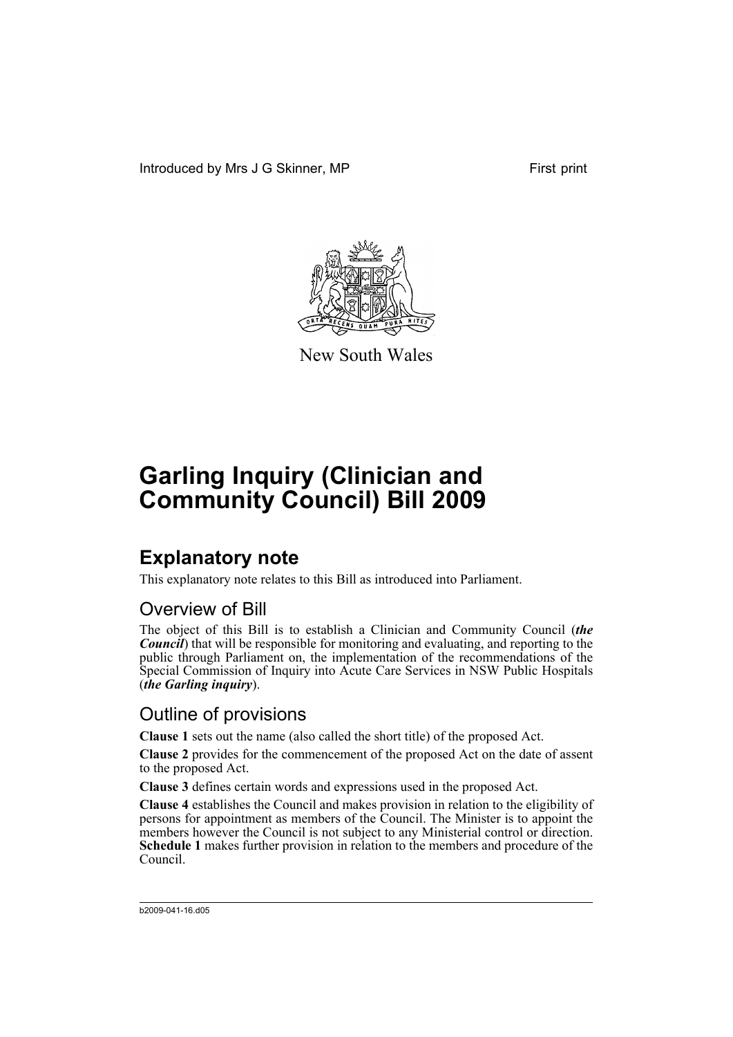Introduced by Mrs J G Skinner, MP First print

New South Wales

# Garling Inquiry (Clinician and Community Council) Bill 2009

## Explanatory note

This explanatory note relates to this Bill as introduced into Parliament.

### Overview of Bill

The object of this Bill is to establish a Clinician and Community Council (***the Council***) that will be responsible for monitoring and evaluating, and reporting to the public through Parliament on, the implementation of the recommendations of the Special Commission of Inquiry into Acute Care Services in NSW Public Hospitals (***the Garling inquiry***).

### Outline of provisions

**Clause 1** sets out the name (also called the short title) of the proposed Act.

**Clause 2** provides for the commencement of the proposed Act on the date of assent to the proposed Act.

**Clause 3** defines certain words and expressions used in the proposed Act.

**Clause 4** establishes the Council and makes provision in relation to the eligibility of persons for appointment as members of the Council. The Minister is to appoint the members however the Council is not subject to any Ministerial control or direction. **Schedule 1** makes further provision in relation to the members and procedure of the Council.

b2009-041-16.d05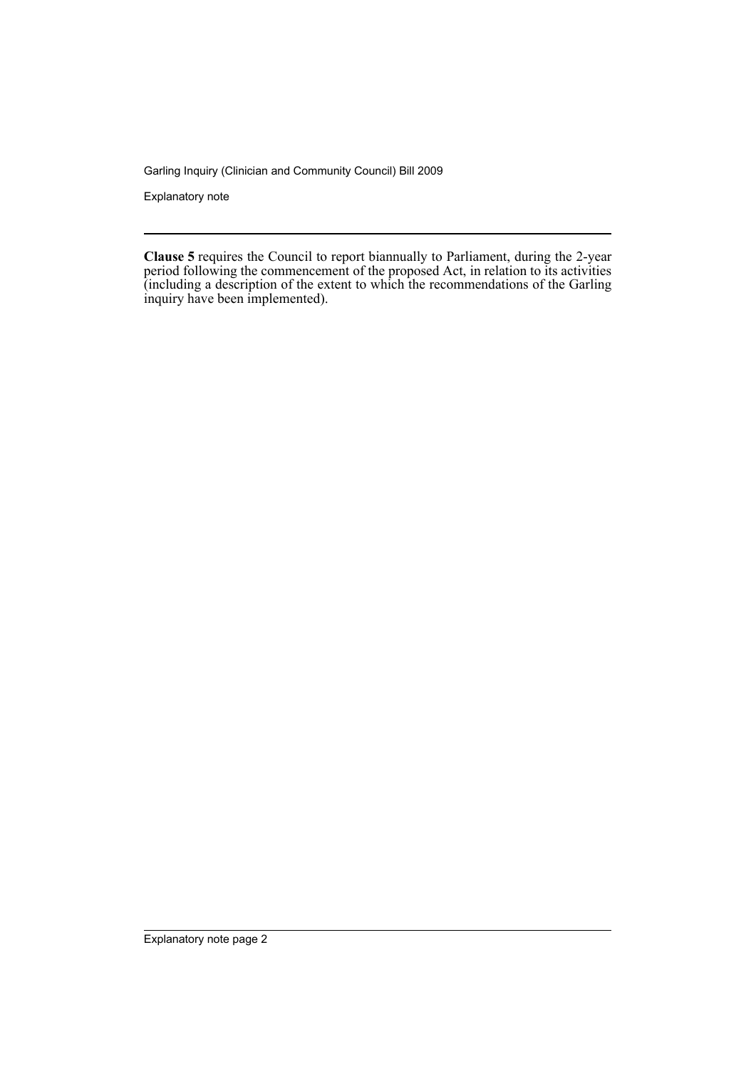**Clause 5** requires the Council to report biannually to Parliament, during the 2-year period following the commencement of the proposed Act, in relation to its activities (including a description of the extent to which the recommendations of the Garling inquiry have been implemented).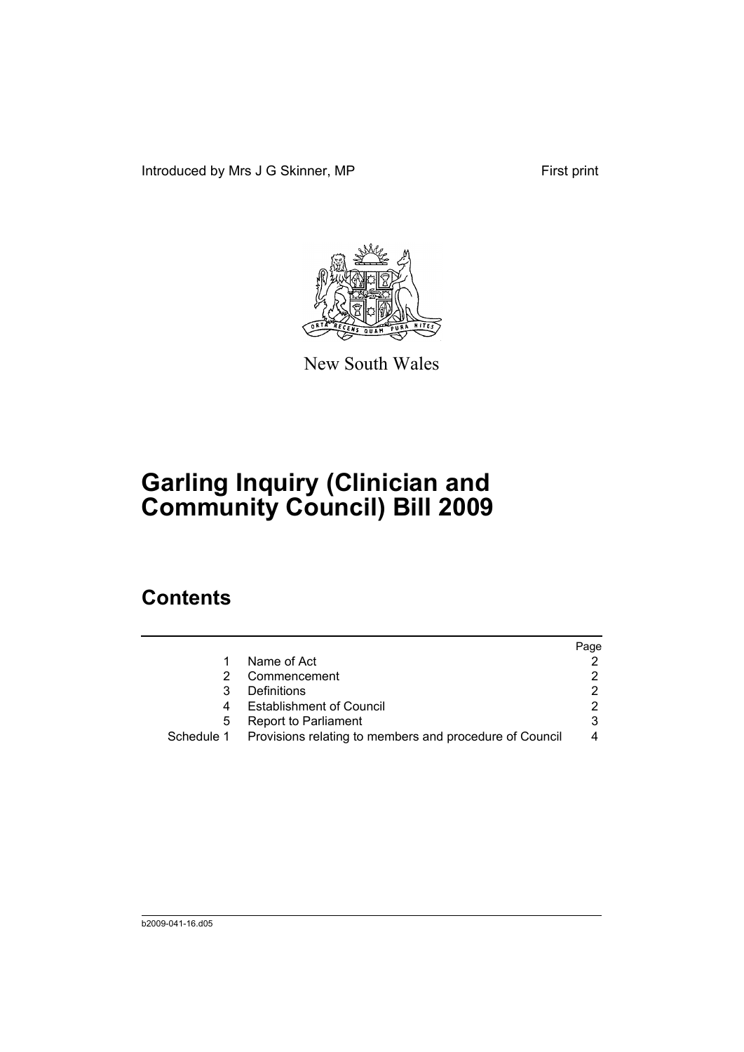Introduced by Mrs J G Skinner, MP

First print

New South Wales

# Garling Inquiry (Clinician and Community Council) Bill 2009

## Contents

| | | Page |
|---|---|---|
| 1 | Name of Act | 2 |
| 2 | Commencement | 2 |
| 3 | Definitions | 2 |
| 4 | Establishment of Council | 2 |
| 5 | Report to Parliament | 3 |
| Schedule 1 | Provisions relating to members and procedure of Council | 4 |

b2009-041-16.d05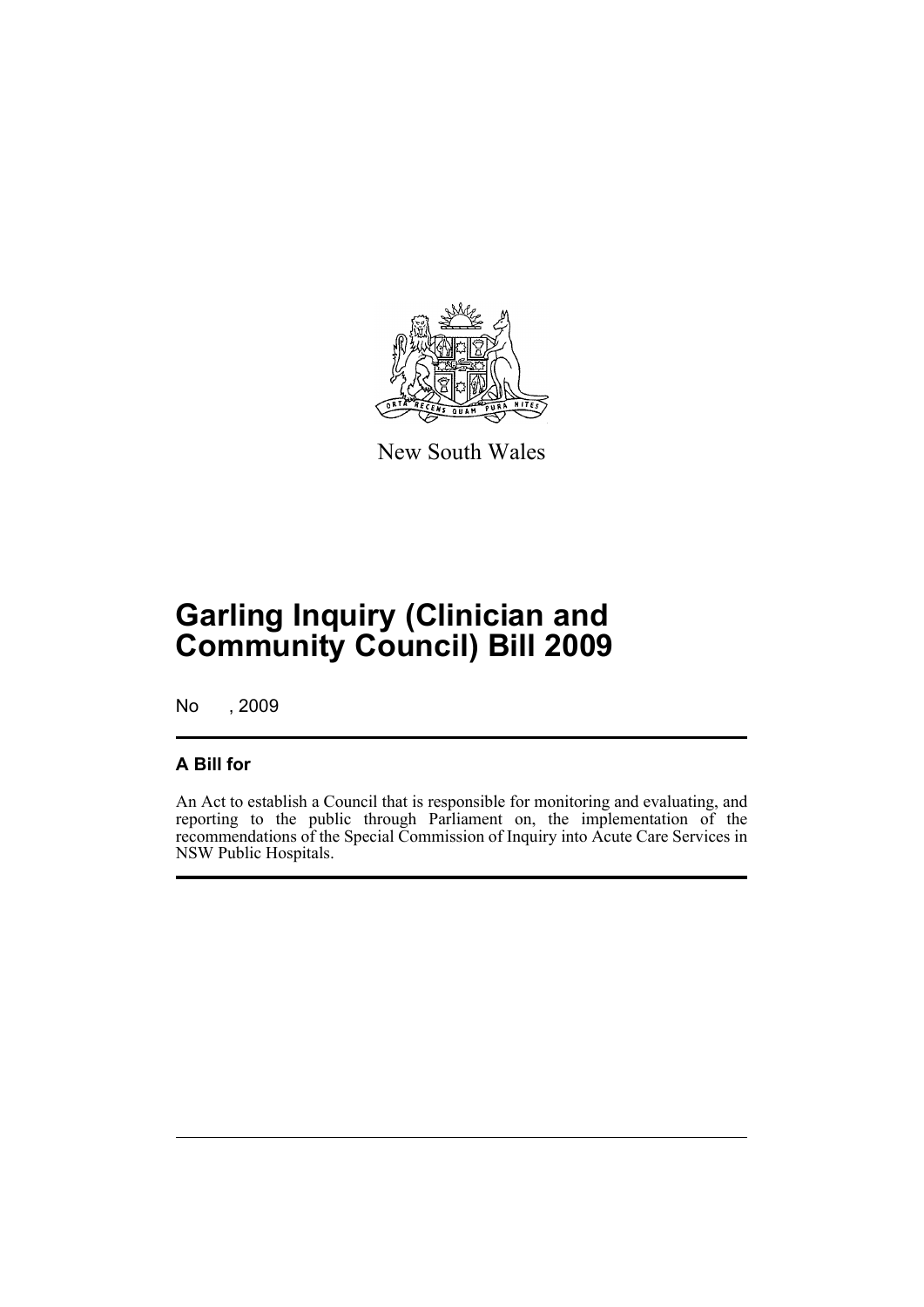New South Wales

# Garling Inquiry (Clinician and Community Council) Bill 2009

No , 2009

## A Bill for

An Act to establish a Council that is responsible for monitoring and evaluating, and reporting to the public through Parliament on, the implementation of the recommendations of the Special Commission of Inquiry into Acute Care Services in NSW Public Hospitals.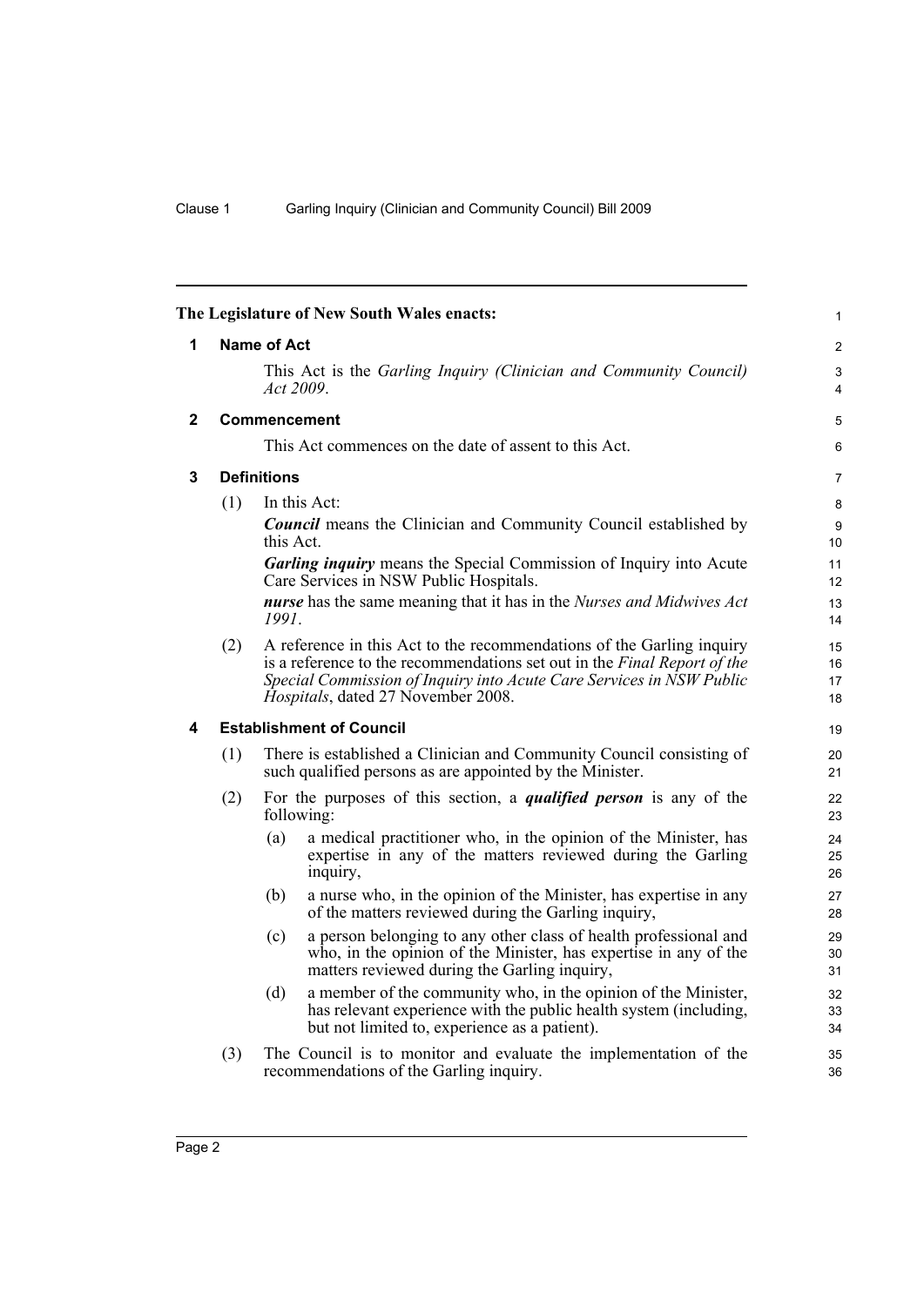The Legislature of New South Wales enacts:

## 1 Name of Act

This Act is the *Garling Inquiry (Clinician and Community Council) Act 2009*.

## 2 Commencement

This Act commences on the date of assent to this Act.

## 3 Definitions

(1) In this Act:

***Council*** means the Clinician and Community Council established by this Act.

***Garling inquiry*** means the Special Commission of Inquiry into Acute Care Services in NSW Public Hospitals.

***nurse*** has the same meaning that it has in the *Nurses and Midwives Act 1991*.

(2) A reference in this Act to the recommendations of the Garling inquiry is a reference to the recommendations set out in the *Final Report of the Special Commission of Inquiry into Acute Care Services in NSW Public Hospitals*, dated 27 November 2008.

## 4 Establishment of Council

(1) There is established a Clinician and Community Council consisting of such qualified persons as are appointed by the Minister.

(2) For the purposes of this section, a ***qualified person*** is any of the following:

- (a) a medical practitioner who, in the opinion of the Minister, has expertise in any of the matters reviewed during the Garling inquiry,
- (b) a nurse who, in the opinion of the Minister, has expertise in any of the matters reviewed during the Garling inquiry,
- (c) a person belonging to any other class of health professional and who, in the opinion of the Minister, has expertise in any of the matters reviewed during the Garling inquiry,
- (d) a member of the community who, in the opinion of the Minister, has relevant experience with the public health system (including, but not limited to, experience as a patient).

(3) The Council is to monitor and evaluate the implementation of the recommendations of the Garling inquiry.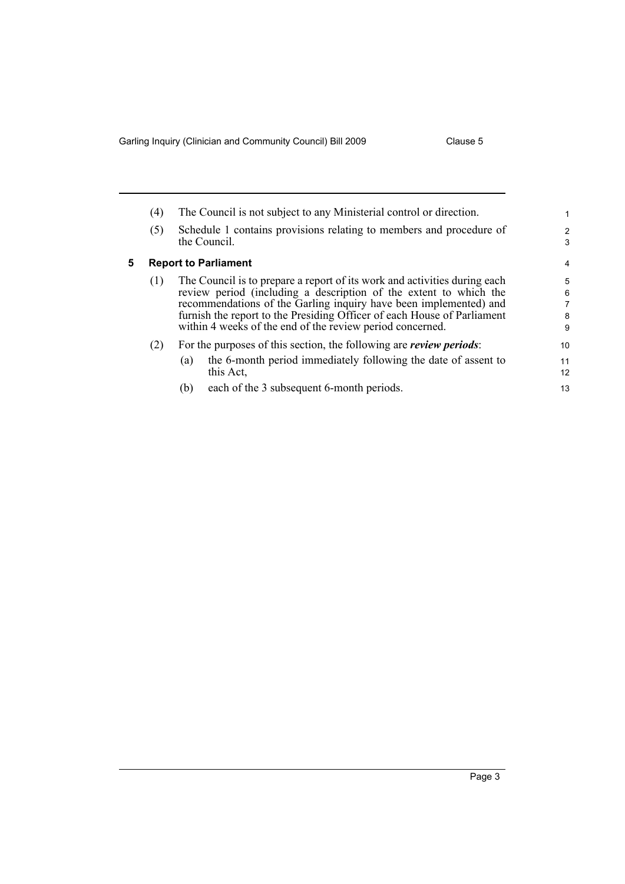(4) The Council is not subject to any Ministerial control or direction.

(5) Schedule 1 contains provisions relating to members and procedure of the Council.

## 5 Report to Parliament

(1) The Council is to prepare a report of its work and activities during each review period (including a description of the extent to which the recommendations of the Garling inquiry have been implemented) and furnish the report to the Presiding Officer of each House of Parliament within 4 weeks of the end of the review period concerned.

(2) For the purposes of this section, the following are ***review periods***:

- (a) the 6-month period immediately following the date of assent to this Act,
- (b) each of the 3 subsequent 6-month periods.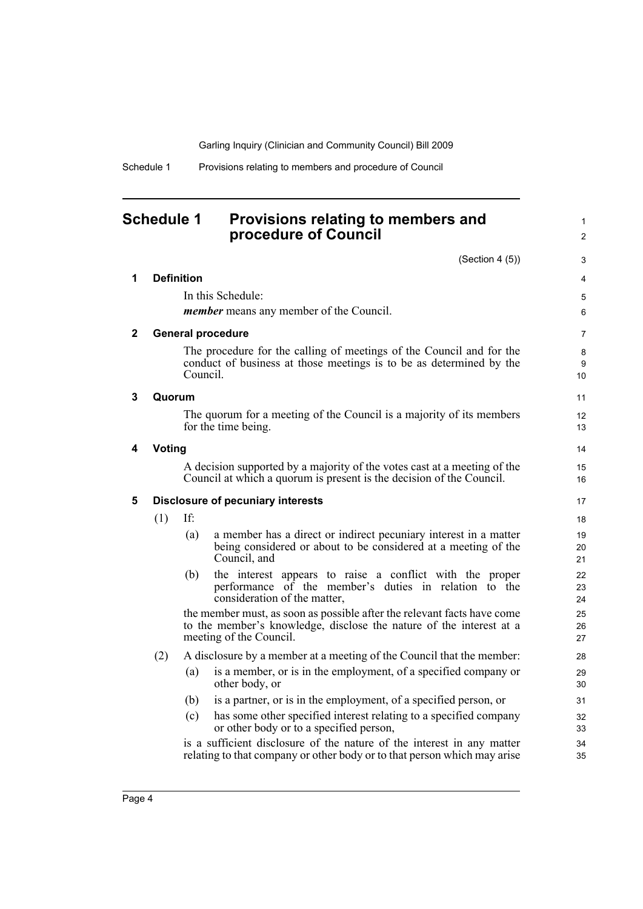# Schedule 1 Provisions relating to members and procedure of Council

(Section 4 (5))

## 1 Definition

In this Schedule:

***member*** means any member of the Council.

## 2 General procedure

The procedure for the calling of meetings of the Council and for the conduct of business at those meetings is to be as determined by the Council.

## 3 Quorum

The quorum for a meeting of the Council is a majority of its members for the time being.

## 4 Voting

A decision supported by a majority of the votes cast at a meeting of the Council at which a quorum is present is the decision of the Council.

## 5 Disclosure of pecuniary interests

(1) If:

- (a) a member has a direct or indirect pecuniary interest in a matter being considered or about to be considered at a meeting of the Council, and
- (b) the interest appears to raise a conflict with the proper performance of the member's duties in relation to the consideration of the matter,

the member must, as soon as possible after the relevant facts have come to the member's knowledge, disclose the nature of the interest at a meeting of the Council.

(2) A disclosure by a member at a meeting of the Council that the member:

- (a) is a member, or is in the employment, of a specified company or other body, or
- (b) is a partner, or is in the employment, of a specified person, or
- (c) has some other specified interest relating to a specified company or other body or to a specified person,

is a sufficient disclosure of the nature of the interest in any matter relating to that company or other body or to that person which may arise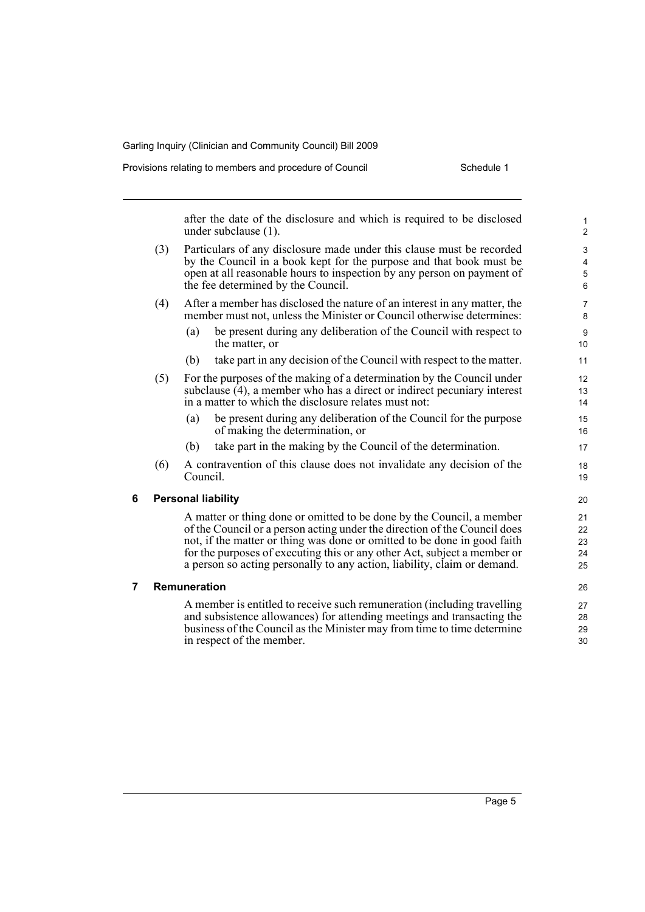after the date of the disclosure and which is required to be disclosed under subclause (1).

(3) Particulars of any disclosure made under this clause must be recorded by the Council in a book kept for the purpose and that book must be open at all reasonable hours to inspection by any person on payment of the fee determined by the Council.

(4) After a member has disclosed the nature of an interest in any matter, the member must not, unless the Minister or Council otherwise determines:

- (a) be present during any deliberation of the Council with respect to the matter, or
- (b) take part in any decision of the Council with respect to the matter.

(5) For the purposes of the making of a determination by the Council under subclause (4), a member who has a direct or indirect pecuniary interest in a matter to which the disclosure relates must not:

- (a) be present during any deliberation of the Council for the purpose of making the determination, or
- (b) take part in the making by the Council of the determination.

(6) A contravention of this clause does not invalidate any decision of the Council.

## 6 Personal liability

A matter or thing done or omitted to be done by the Council, a member of the Council or a person acting under the direction of the Council does not, if the matter or thing was done or omitted to be done in good faith for the purposes of executing this or any other Act, subject a member or a person so acting personally to any action, liability, claim or demand.

## 7 Remuneration

A member is entitled to receive such remuneration (including travelling and subsistence allowances) for attending meetings and transacting the business of the Council as the Minister may from time to time determine in respect of the member.